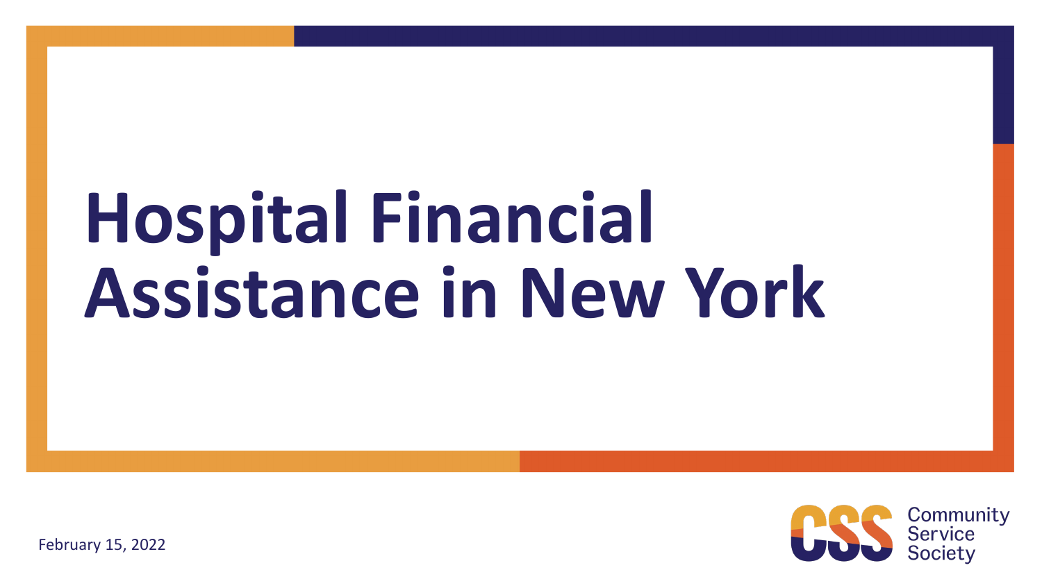# Hospital Financial Assistance in New York

February 15, 2022

Community Service Society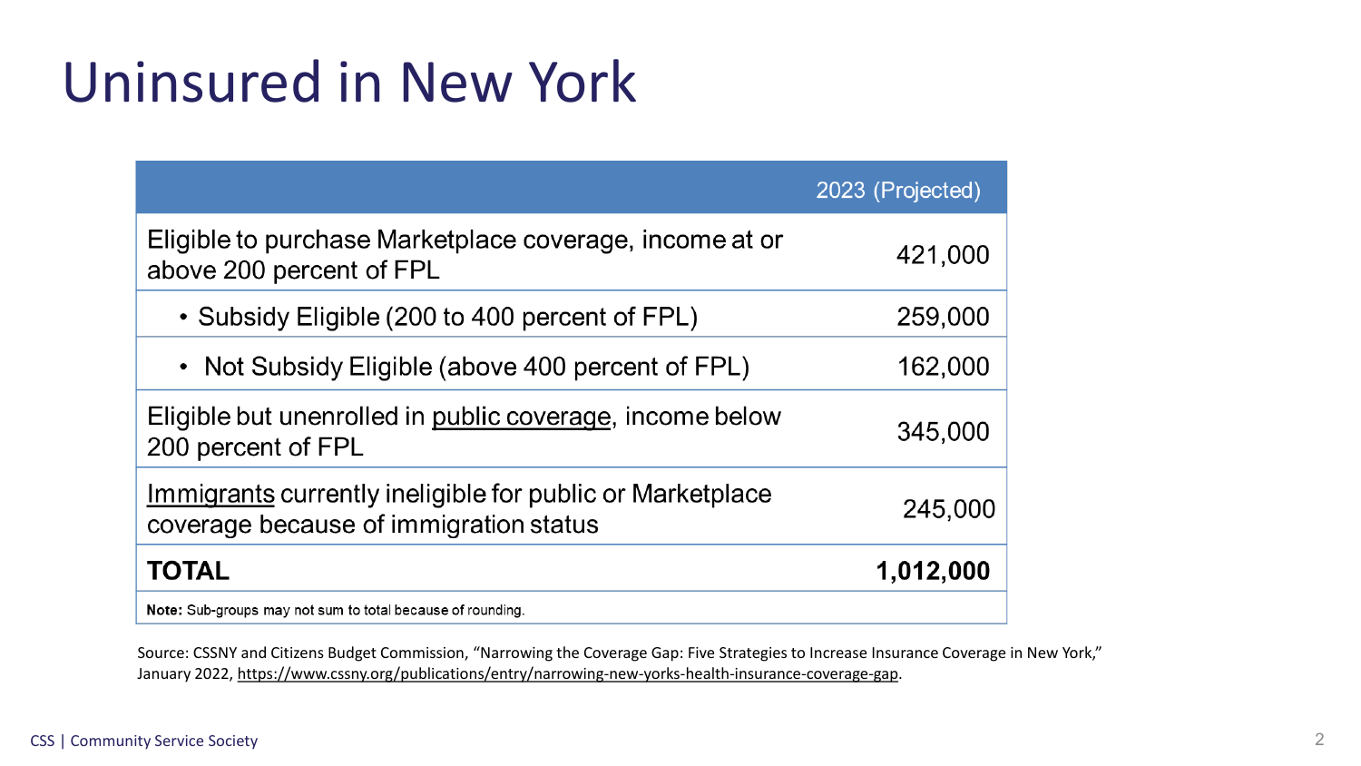# Uninsured in New York

| | 2023 (Projected) |
|---|---|
| Eligible to purchase Marketplace coverage, income at or above 200 percent of FPL | 421,000 |
| • Subsidy Eligible (200 to 400 percent of FPL) | 259,000 |
| • Not Subsidy Eligible (above 400 percent of FPL) | 162,000 |
| Eligible but unenrolled in public coverage, income below 200 percent of FPL | 345,000 |
| Immigrants currently ineligible for public or Marketplace coverage because of immigration status | 245,000 |
| **TOTAL** | **1,012,000** |

**Note:** Sub-groups may not sum to total because of rounding.

Source: CSSNY and Citizens Budget Commission, "Narrowing the Coverage Gap: Five Strategies to Increase Insurance Coverage in New York," January 2022, https://www.cssny.org/publications/entry/narrowing-new-yorks-health-insurance-coverage-gap.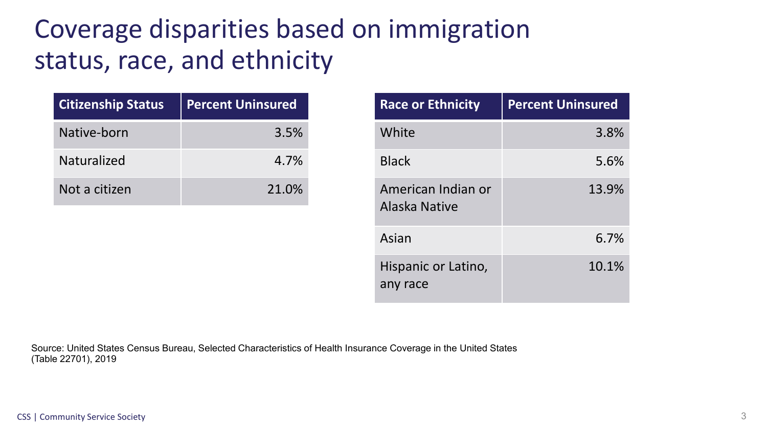# Coverage disparities based on immigration status, race, and ethnicity

| Citizenship Status | Percent Uninsured |
| --- | --- |
| Native-born | 3.5% |
| Naturalized | 4.7% |
| Not a citizen | 21.0% |

| Race or Ethnicity | Percent Uninsured |
| --- | --- |
| White | 3.8% |
| Black | 5.6% |
| American Indian or Alaska Native | 13.9% |
| Asian | 6.7% |
| Hispanic or Latino, any race | 10.1% |

Source: United States Census Bureau, Selected Characteristics of Health Insurance Coverage in the United States (Table 22701), 2019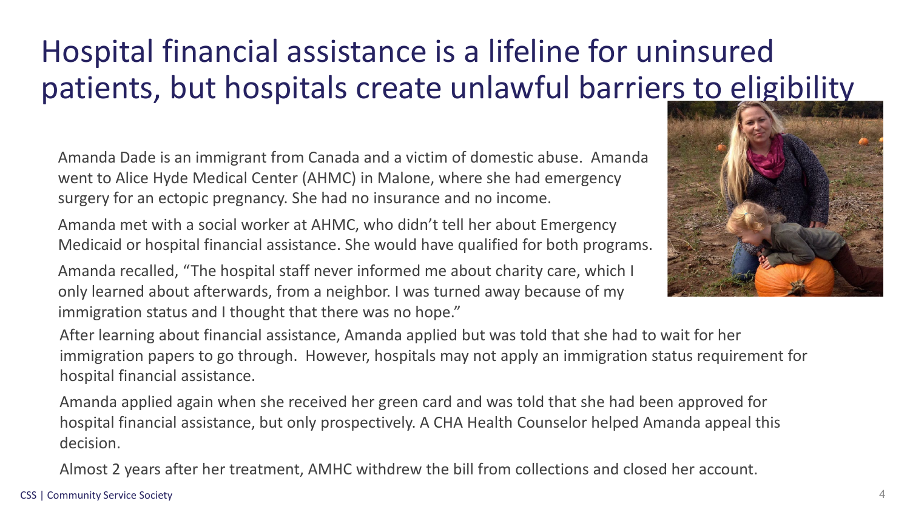# Hospital financial assistance is a lifeline for uninsured patients, but hospitals create unlawful barriers to eligibility

Amanda Dade is an immigrant from Canada and a victim of domestic abuse. Amanda went to Alice Hyde Medical Center (AHMC) in Malone, where she had emergency surgery for an ectopic pregnancy. She had no insurance and no income.

Amanda met with a social worker at AHMC, who didn't tell her about Emergency Medicaid or hospital financial assistance. She would have qualified for both programs.

Amanda recalled, "The hospital staff never informed me about charity care, which I only learned about afterwards, from a neighbor. I was turned away because of my immigration status and I thought that there was no hope."

After learning about financial assistance, Amanda applied but was told that she had to wait for her immigration papers to go through. However, hospitals may not apply an immigration status requirement for hospital financial assistance.

Amanda applied again when she received her green card and was told that she had been approved for hospital financial assistance, but only prospectively. A CHA Health Counselor helped Amanda appeal this decision.

Almost 2 years after her treatment, AMHC withdrew the bill from collections and closed her account.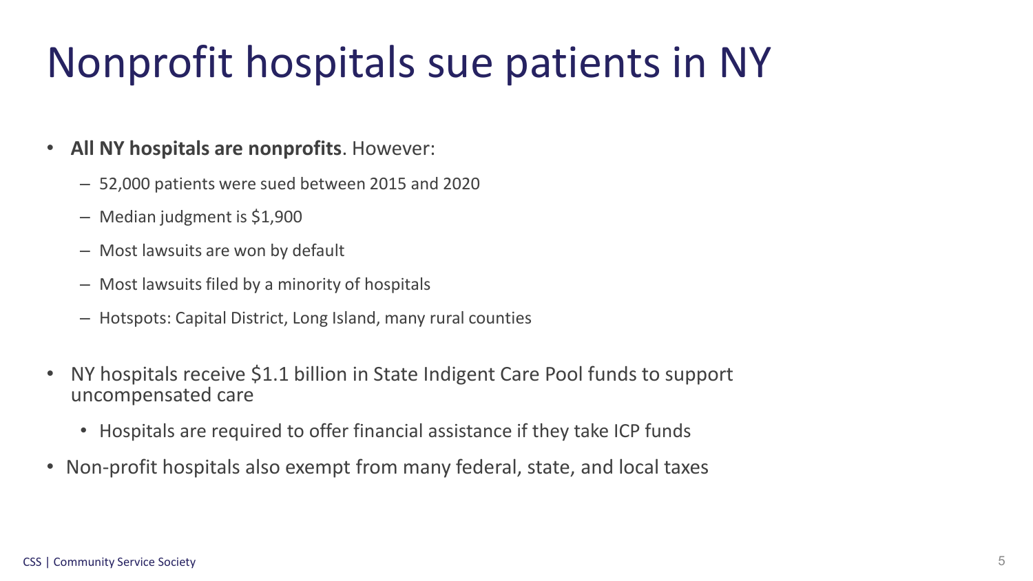# Nonprofit hospitals sue patients in NY

- **All NY hospitals are nonprofits**. However:
  - 52,000 patients were sued between 2015 and 2020
  - Median judgment is $1,900
  - Most lawsuits are won by default
  - Most lawsuits filed by a minority of hospitals
  - Hotspots: Capital District, Long Island, many rural counties
- NY hospitals receive $1.1 billion in State Indigent Care Pool funds to support uncompensated care
  - Hospitals are required to offer financial assistance if they take ICP funds
- Non-profit hospitals also exempt from many federal, state, and local taxes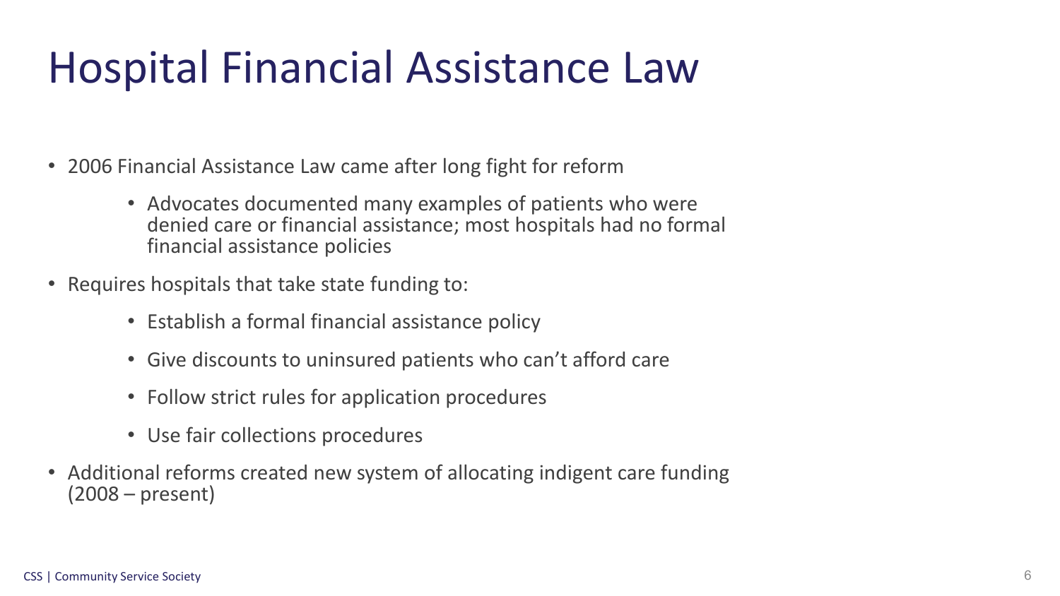# Hospital Financial Assistance Law

- 2006 Financial Assistance Law came after long fight for reform
  - Advocates documented many examples of patients who were denied care or financial assistance; most hospitals had no formal financial assistance policies
- Requires hospitals that take state funding to:
  - Establish a formal financial assistance policy
  - Give discounts to uninsured patients who can't afford care
  - Follow strict rules for application procedures
  - Use fair collections procedures
- Additional reforms created new system of allocating indigent care funding (2008 – present)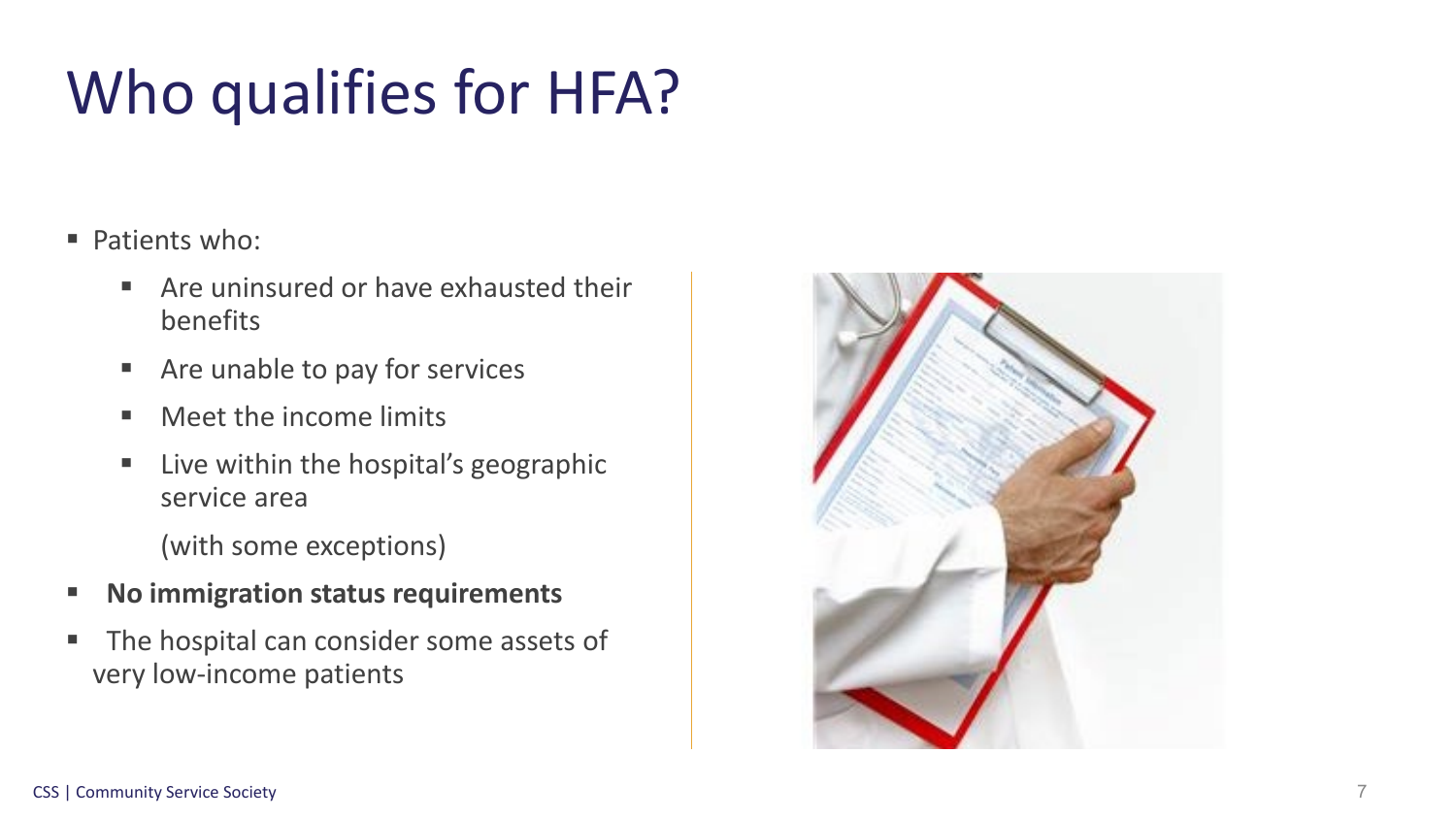# Who qualifies for HFA?

- Patients who:
  - Are uninsured or have exhausted their benefits
  - Are unable to pay for services
  - Meet the income limits
  - Live within the hospital's geographic service area

    (with some exceptions)
- **No immigration status requirements**
- The hospital can consider some assets of very low-income patients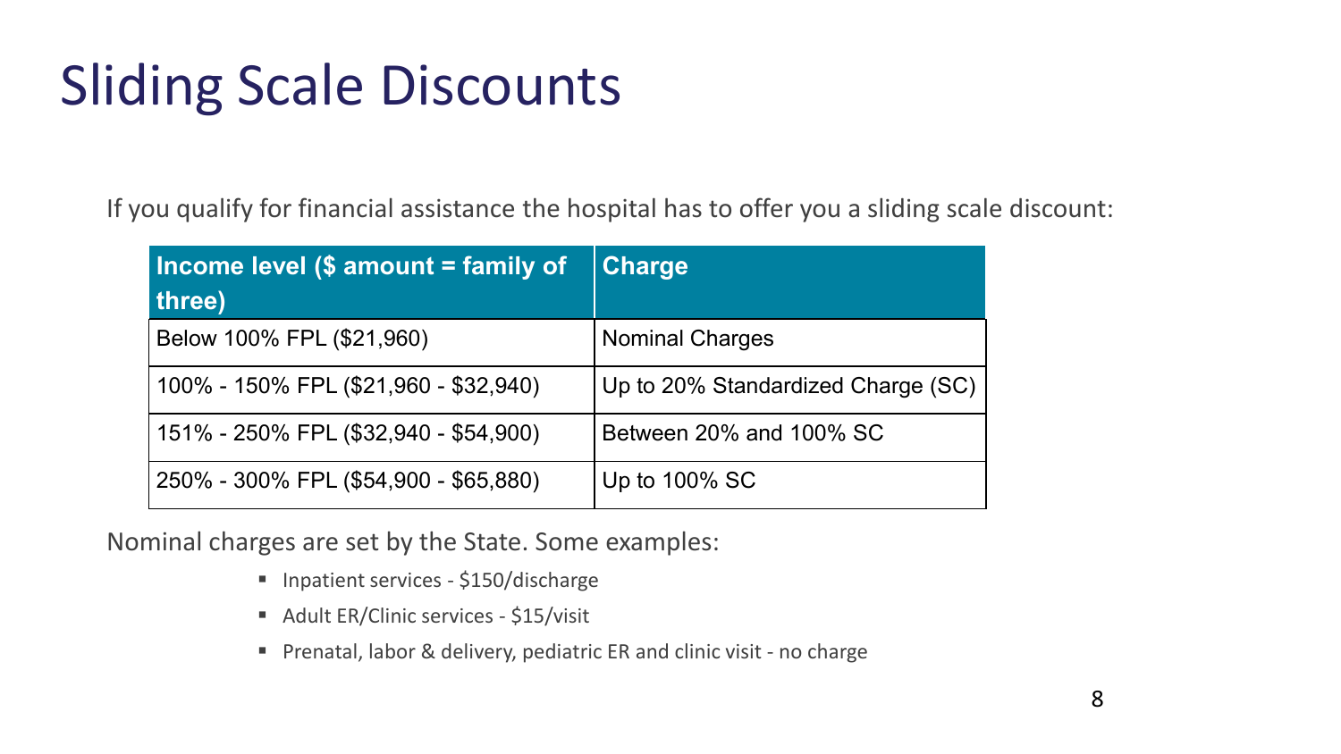# Sliding Scale Discounts

If you qualify for financial assistance the hospital has to offer you a sliding scale discount:

| Income level ($ amount = family of three) | Charge |
|---|---|
| Below 100% FPL ($21,960) | Nominal Charges |
| 100% - 150% FPL ($21,960 - $32,940) | Up to 20% Standardized Charge (SC) |
| 151% - 250% FPL ($32,940 - $54,900) | Between 20% and 100% SC |
| 250% - 300% FPL ($54,900 - $65,880) | Up to 100% SC |

Nominal charges are set by the State. Some examples:

- Inpatient services - $150/discharge
- Adult ER/Clinic services - $15/visit
- Prenatal, labor & delivery, pediatric ER and clinic visit - no charge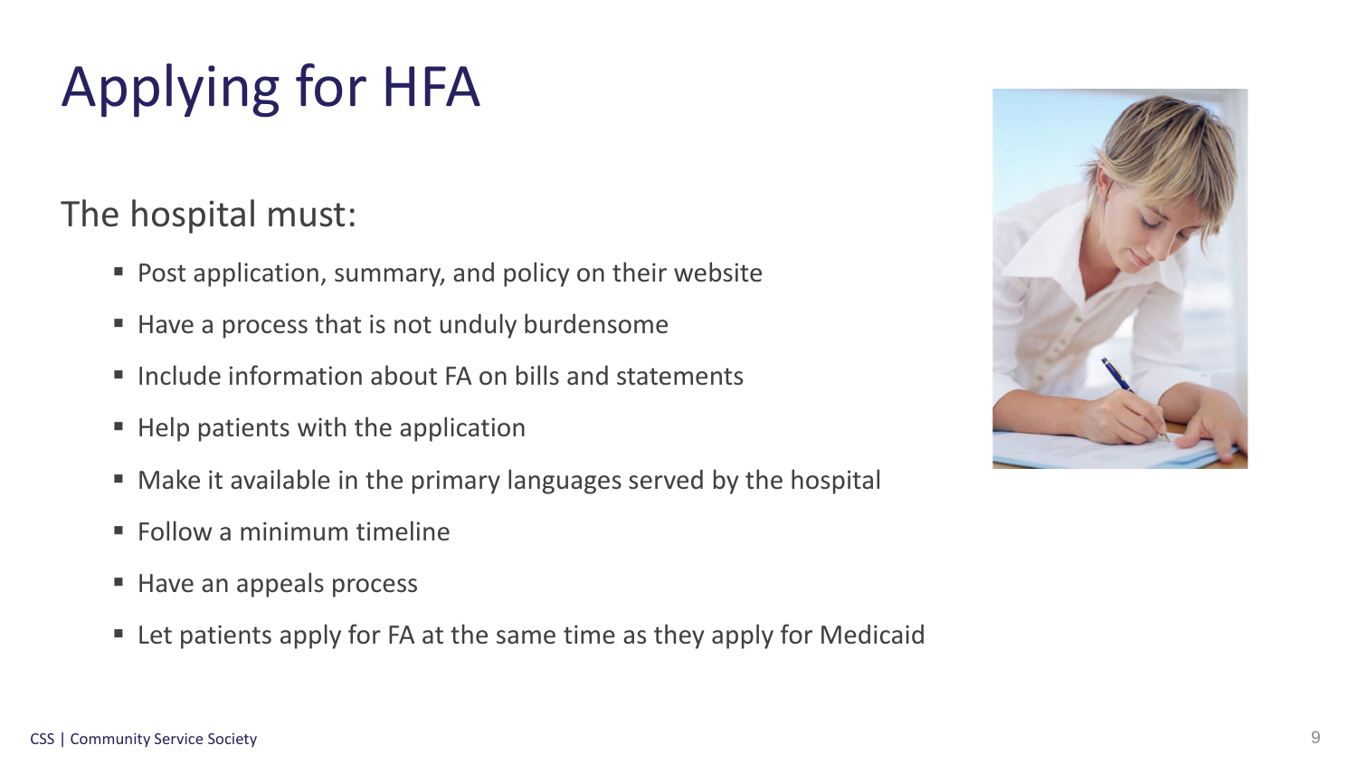# Applying for HFA

The hospital must:

- Post application, summary, and policy on their website
- Have a process that is not unduly burdensome
- Include information about FA on bills and statements
- Help patients with the application
- Make it available in the primary languages served by the hospital
- Follow a minimum timeline
- Have an appeals process
- Let patients apply for FA at the same time as they apply for Medicaid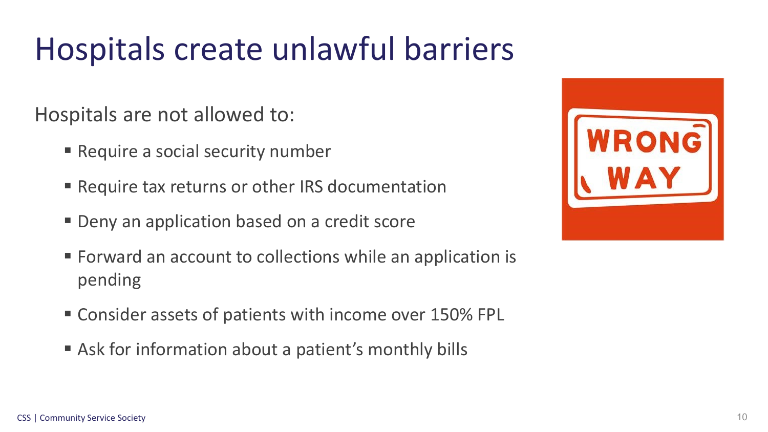# Hospitals create unlawful barriers

Hospitals are not allowed to:

- Require a social security number
- Require tax returns or other IRS documentation
- Deny an application based on a credit score
- Forward an account to collections while an application is pending
- Consider assets of patients with income over 150% FPL
- Ask for information about a patient's monthly bills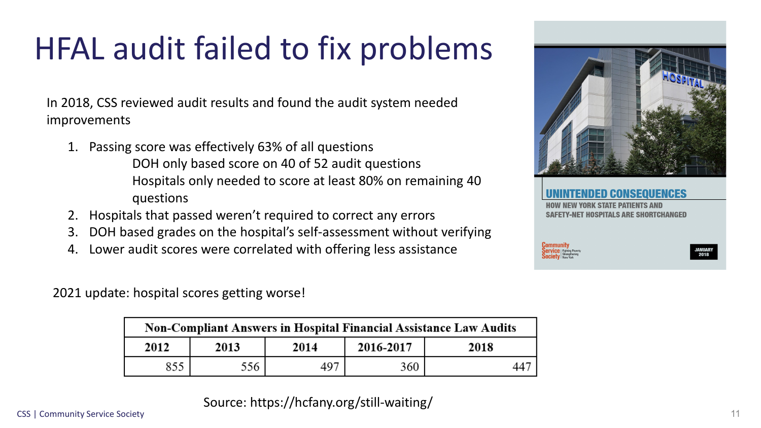# HFAL audit failed to fix problems

In 2018, CSS reviewed audit results and found the audit system needed improvements

1. Passing score was effectively 63% of all questions
   DOH only based score on 40 of 52 audit questions
   Hospitals only needed to score at least 80% on remaining 40 questions
2. Hospitals that passed weren't required to correct any errors
3. DOH based grades on the hospital's self-assessment without verifying
4. Lower audit scores were correlated with offering less assistance

2021 update: hospital scores getting worse!

| Non-Compliant Answers in Hospital Financial Assistance Law Audits | | | | |
|---|---|---|---|---|
| 2012 | 2013 | 2014 | 2016-2017 | 2018 |
| 855 | 556 | 497 | 360 | 447 |

Source: https://hcfany.org/still-waiting/

UNINTENDED CONSEQUENCES
HOW NEW YORK STATE PATIENTS AND SAFETY-NET HOSPITALS ARE SHORTCHANGED
Community Service Society
JANUARY 2018

CSS | Community Service Society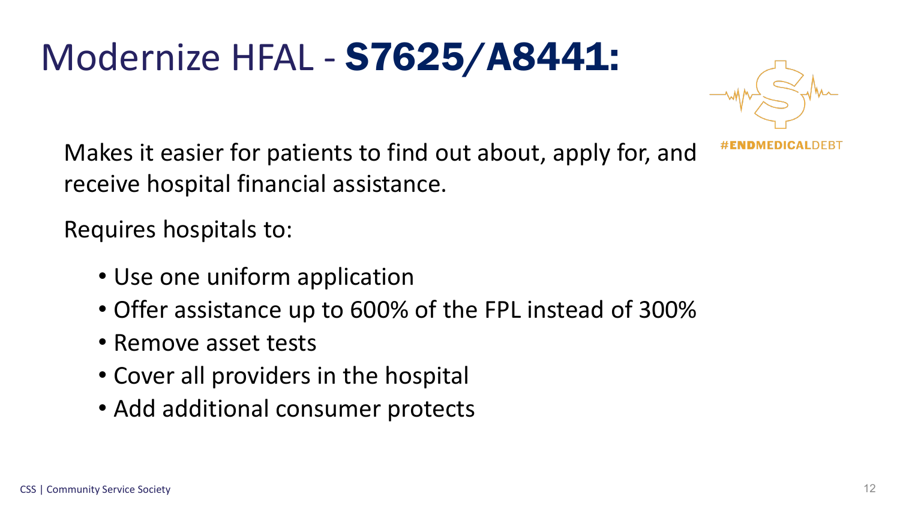# Modernize HFAL - **S7625/A8441:**

#ENDMEDICALDEBT

Makes it easier for patients to find out about, apply for, and receive hospital financial assistance.

Requires hospitals to:

- Use one uniform application
- Offer assistance up to 600% of the FPL instead of 300%
- Remove asset tests
- Cover all providers in the hospital
- Add additional consumer protects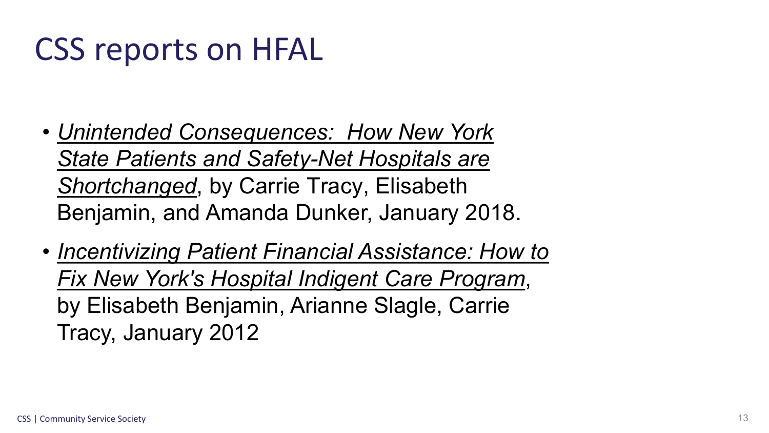# CSS reports on HFAL

- *Unintended Consequences: How New York State Patients and Safety-Net Hospitals are Shortchanged*, by Carrie Tracy, Elisabeth Benjamin, and Amanda Dunker, January 2018.
- *Incentivizing Patient Financial Assistance: How to Fix New York's Hospital Indigent Care Program*, by Elisabeth Benjamin, Arianne Slagle, Carrie Tracy, January 2012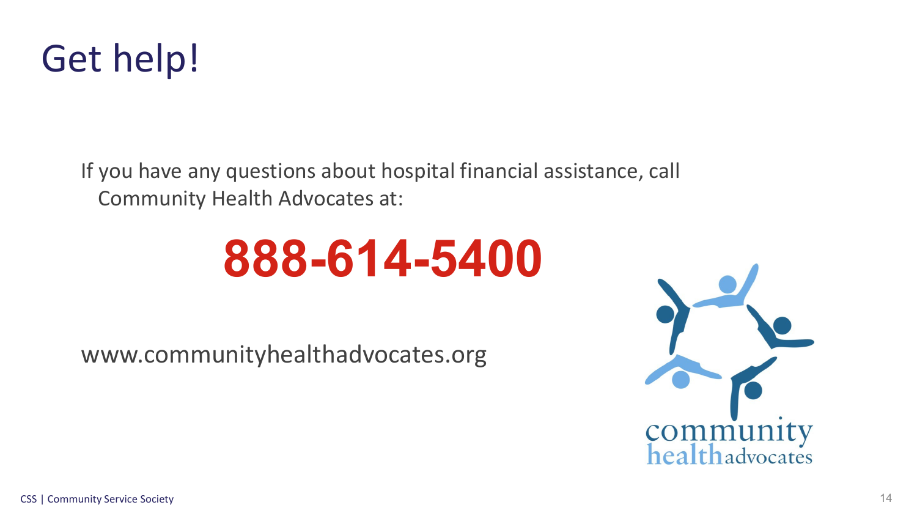# Get help!

If you have any questions about hospital financial assistance, call Community Health Advocates at:

**888-614-5400**

www.communityhealthadvocates.org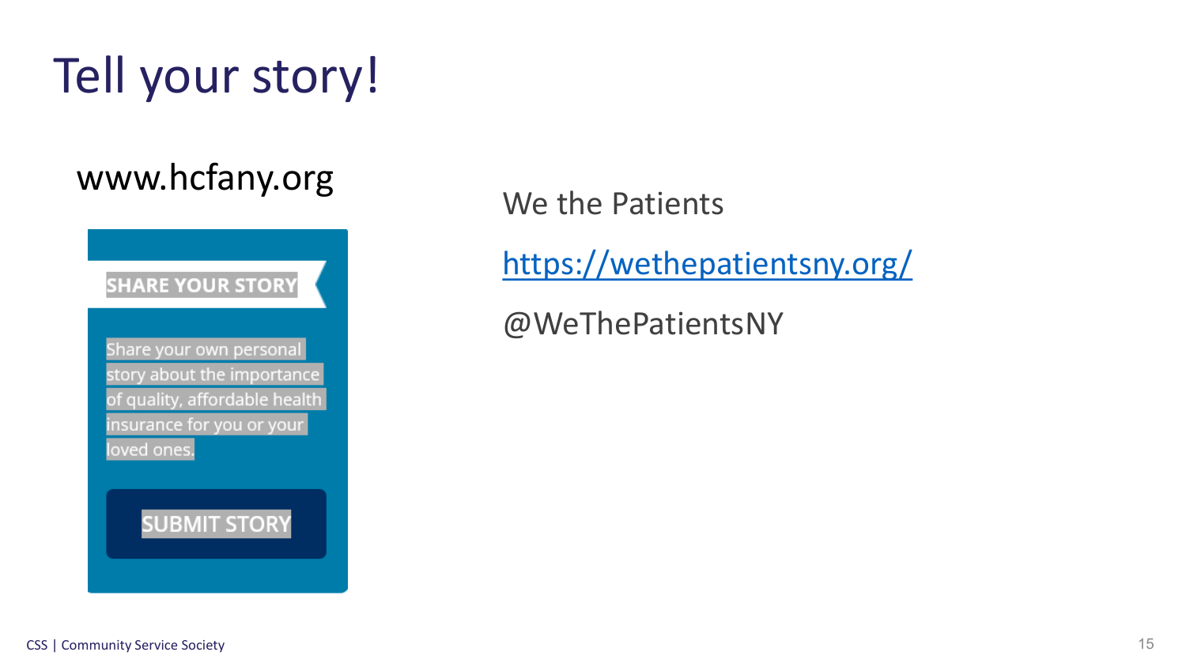# Tell your story!

www.hcfany.org

**SHARE YOUR STORY**

Share your own personal story about the importance of quality, affordable health insurance for you or your loved ones.

**SUBMIT STORY**

We the Patients

https://wethepatientsny.org/

@WeThePatientsNY

CSS | Community Service Society